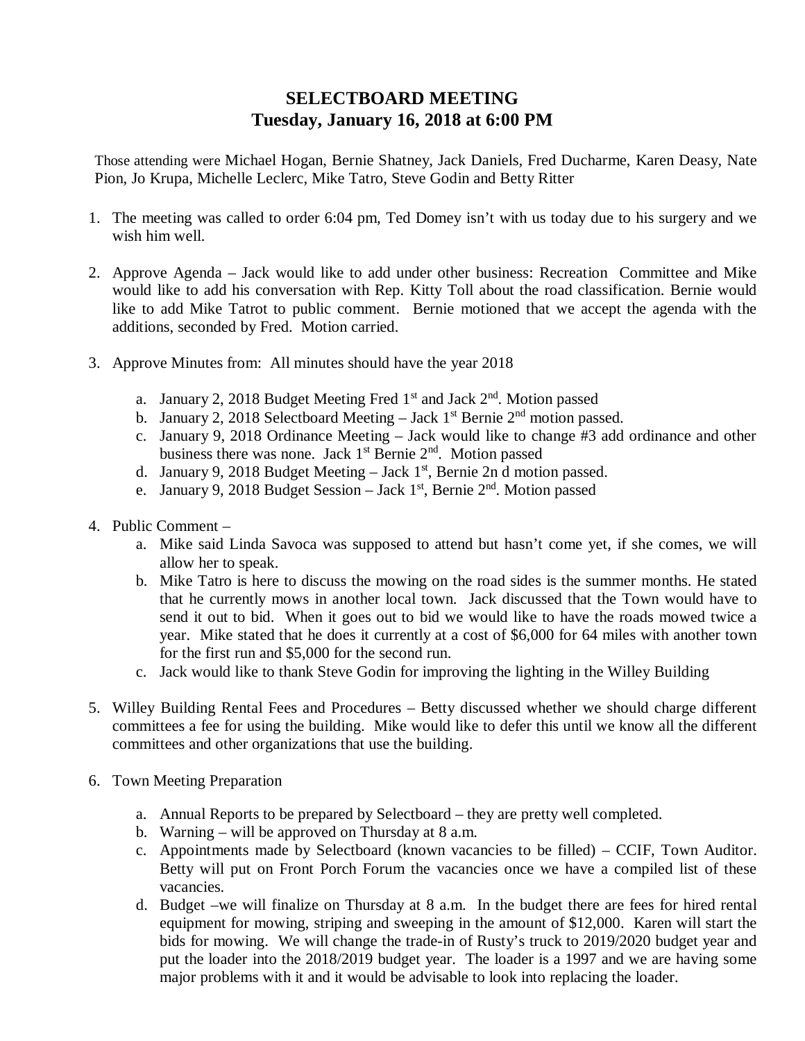# SELECTBOARD MEETING
## Tuesday, January 16, 2018 at 6:00 PM

Those attending were Michael Hogan, Bernie Shatney, Jack Daniels, Fred Ducharme, Karen Deasy, Nate Pion, Jo Krupa, Michelle Leclerc, Mike Tatro, Steve Godin and Betty Ritter

1. The meeting was called to order 6:04 pm, Ted Domey isn't with us today due to his surgery and we wish him well.

2. Approve Agenda – Jack would like to add under other business: Recreation Committee and Mike would like to add his conversation with Rep. Kitty Toll about the road classification. Bernie would like to add Mike Tatrot to public comment. Bernie motioned that we accept the agenda with the additions, seconded by Fred. Motion carried.

3. Approve Minutes from: All minutes should have the year 2018

   a. January 2, 2018 Budget Meeting Fred 1st and Jack 2nd. Motion passed
   b. January 2, 2018 Selectboard Meeting – Jack 1st Bernie 2nd motion passed.
   c. January 9, 2018 Ordinance Meeting – Jack would like to change #3 add ordinance and other business there was none. Jack 1st Bernie 2nd. Motion passed
   d. January 9, 2018 Budget Meeting – Jack 1st, Bernie 2n d motion passed.
   e. January 9, 2018 Budget Session – Jack 1st, Bernie 2nd. Motion passed

4. Public Comment –
   a. Mike said Linda Savoca was supposed to attend but hasn't come yet, if she comes, we will allow her to speak.
   b. Mike Tatro is here to discuss the mowing on the road sides is the summer months. He stated that he currently mows in another local town. Jack discussed that the Town would have to send it out to bid. When it goes out to bid we would like to have the roads mowed twice a year. Mike stated that he does it currently at a cost of $6,000 for 64 miles with another town for the first run and $5,000 for the second run.
   c. Jack would like to thank Steve Godin for improving the lighting in the Willey Building

5. Willey Building Rental Fees and Procedures – Betty discussed whether we should charge different committees a fee for using the building. Mike would like to defer this until we know all the different committees and other organizations that use the building.

6. Town Meeting Preparation

   a. Annual Reports to be prepared by Selectboard – they are pretty well completed.
   b. Warning – will be approved on Thursday at 8 a.m.
   c. Appointments made by Selectboard (known vacancies to be filled) – CCIF, Town Auditor. Betty will put on Front Porch Forum the vacancies once we have a compiled list of these vacancies.
   d. Budget –we will finalize on Thursday at 8 a.m. In the budget there are fees for hired rental equipment for mowing, striping and sweeping in the amount of $12,000. Karen will start the bids for mowing. We will change the trade-in of Rusty's truck to 2019/2020 budget year and put the loader into the 2018/2019 budget year. The loader is a 1997 and we are having some major problems with it and it would be advisable to look into replacing the loader.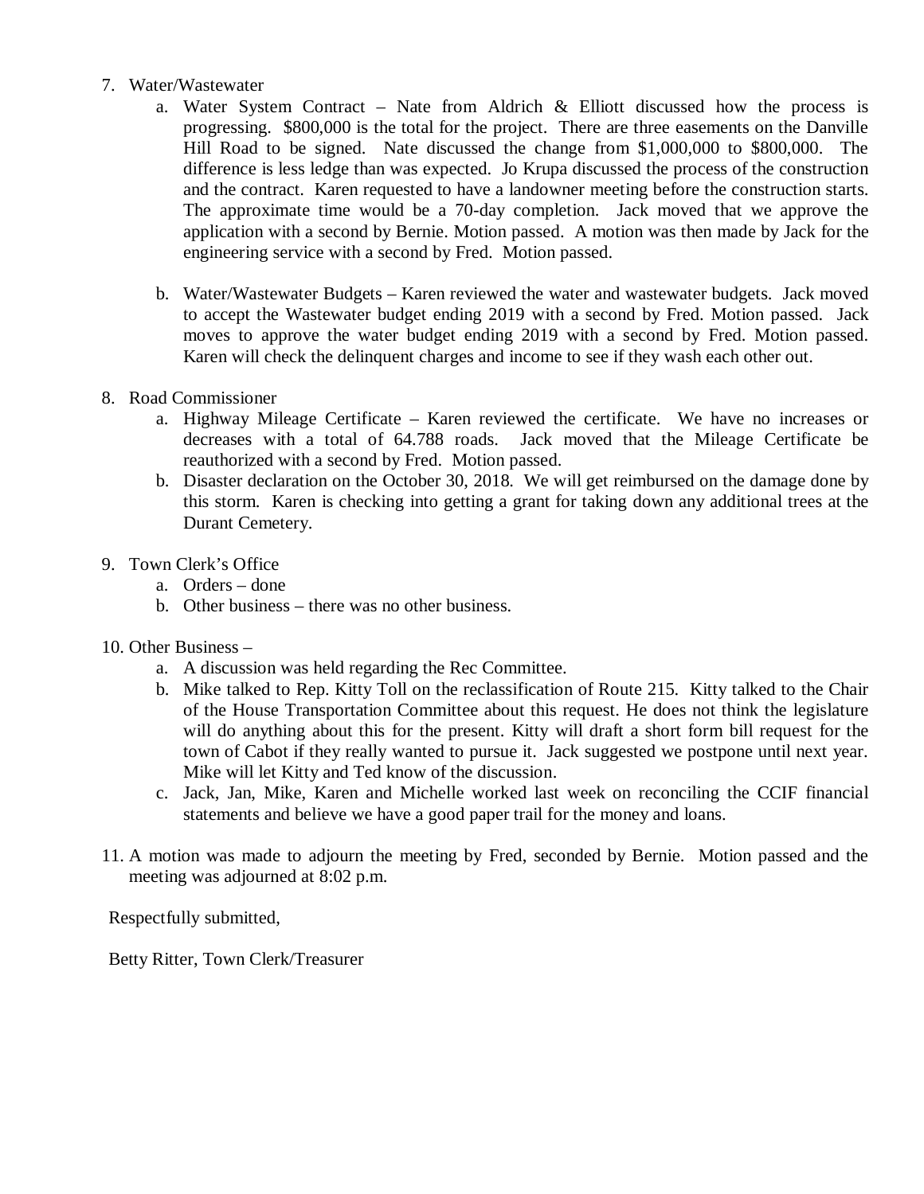7. Water/Wastewater
   a. Water System Contract – Nate from Aldrich & Elliott discussed how the process is progressing. $800,000 is the total for the project. There are three easements on the Danville Hill Road to be signed. Nate discussed the change from $1,000,000 to $800,000. The difference is less ledge than was expected. Jo Krupa discussed the process of the construction and the contract. Karen requested to have a landowner meeting before the construction starts. The approximate time would be a 70-day completion. Jack moved that we approve the application with a second by Bernie. Motion passed. A motion was then made by Jack for the engineering service with a second by Fred. Motion passed.

   b. Water/Wastewater Budgets – Karen reviewed the water and wastewater budgets. Jack moved to accept the Wastewater budget ending 2019 with a second by Fred. Motion passed. Jack moves to approve the water budget ending 2019 with a second by Fred. Motion passed. Karen will check the delinquent charges and income to see if they wash each other out.

8. Road Commissioner
   a. Highway Mileage Certificate – Karen reviewed the certificate. We have no increases or decreases with a total of 64.788 roads. Jack moved that the Mileage Certificate be reauthorized with a second by Fred. Motion passed.
   b. Disaster declaration on the October 30, 2018. We will get reimbursed on the damage done by this storm. Karen is checking into getting a grant for taking down any additional trees at the Durant Cemetery.

9. Town Clerk's Office
   a. Orders – done
   b. Other business – there was no other business.

10. Other Business –
    a. A discussion was held regarding the Rec Committee.
    b. Mike talked to Rep. Kitty Toll on the reclassification of Route 215. Kitty talked to the Chair of the House Transportation Committee about this request. He does not think the legislature will do anything about this for the present. Kitty will draft a short form bill request for the town of Cabot if they really wanted to pursue it. Jack suggested we postpone until next year. Mike will let Kitty and Ted know of the discussion.
    c. Jack, Jan, Mike, Karen and Michelle worked last week on reconciling the CCIF financial statements and believe we have a good paper trail for the money and loans.

11. A motion was made to adjourn the meeting by Fred, seconded by Bernie. Motion passed and the meeting was adjourned at 8:02 p.m.

Respectfully submitted,

Betty Ritter, Town Clerk/Treasurer